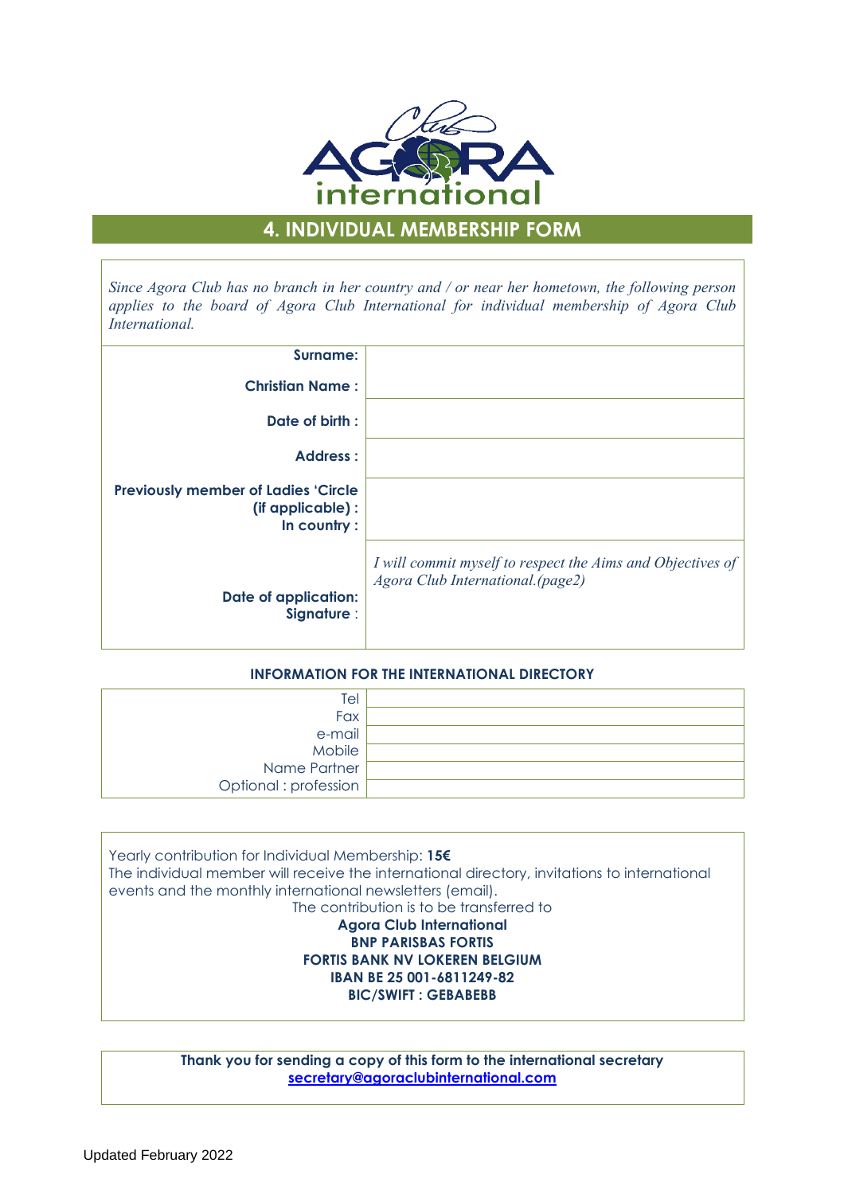# 4. INDIVIDUAL MEMBERSHIP FORM

*Since Agora Club has no branch in her country and / or near her hometown, the following person applies to the board of Agora Club International for individual membership of Agora Club International.*

| | |
|---|---|
| **Surname:** | |
| **Christian Name :** | |
| **Date of birth :** | |
| **Address :** | |
| **Previously member of Ladies 'Circle (if applicable) : In country :** | |
| **Date of application: Signature** : | *I will commit myself to respect the Aims and Objectives of Agora Club International.(page2)* |

**INFORMATION FOR THE INTERNATIONAL DIRECTORY**

| | |
|---|---|
| Tel | |
| Fax | |
| e-mail | |
| Mobile | |
| Name Partner | |
| Optional : profession | |

Yearly contribution for Individual Membership: **15€**
The individual member will receive the international directory, invitations to international events and the monthly international newsletters (email).

The contribution is to be transferred to
**Agora Club International**
**BNP PARISBAS FORTIS**
**FORTIS BANK NV LOKEREN BELGIUM**
**IBAN BE 25 001-6811249-82**
**BIC/SWIFT : GEBABEBB**

**Thank you for sending a copy of this form to the international secretary**
**secretary@agoraclubinternational.com**

Updated February 2022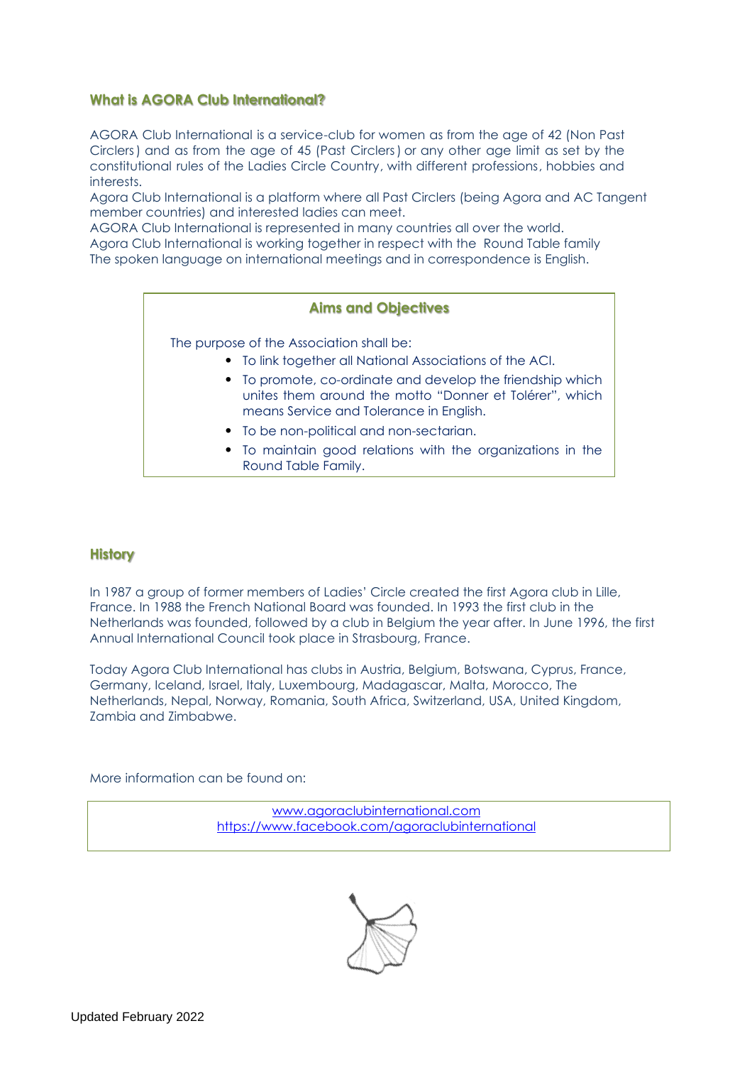## What is AGORA Club International?

AGORA Club International is a service-club for women as from the age of 42 (Non Past Circlers) and as from the age of 45 (Past Circlers) or any other age limit as set by the constitutional rules of the Ladies Circle Country, with different professions, hobbies and interests.
Agora Club International is a platform where all Past Circlers (being Agora and AC Tangent member countries) and interested ladies can meet.
AGORA Club International is represented in many countries all over the world.
Agora Club International is working together in respect with the Round Table family
The spoken language on international meetings and in correspondence is English.

### Aims and Objectives

The purpose of the Association shall be:

- To link together all National Associations of the ACI.
- To promote, co-ordinate and develop the friendship which unites them around the motto "Donner et Tolérer", which means Service and Tolerance in English.
- To be non-political and non-sectarian.
- To maintain good relations with the organizations in the Round Table Family.

## History

In 1987 a group of former members of Ladies' Circle created the first Agora club in Lille, France. In 1988 the French National Board was founded. In 1993 the first club in the Netherlands was founded, followed by a club in Belgium the year after. In June 1996, the first Annual International Council took place in Strasbourg, France.

Today Agora Club International has clubs in Austria, Belgium, Botswana, Cyprus, France, Germany, Iceland, Israel, Italy, Luxembourg, Madagascar, Malta, Morocco, The Netherlands, Nepal, Norway, Romania, South Africa, Switzerland, USA, United Kingdom, Zambia and Zimbabwe.

More information can be found on:

www.agoraclubinternational.com
https://www.facebook.com/agoraclubinternational

Updated February 2022